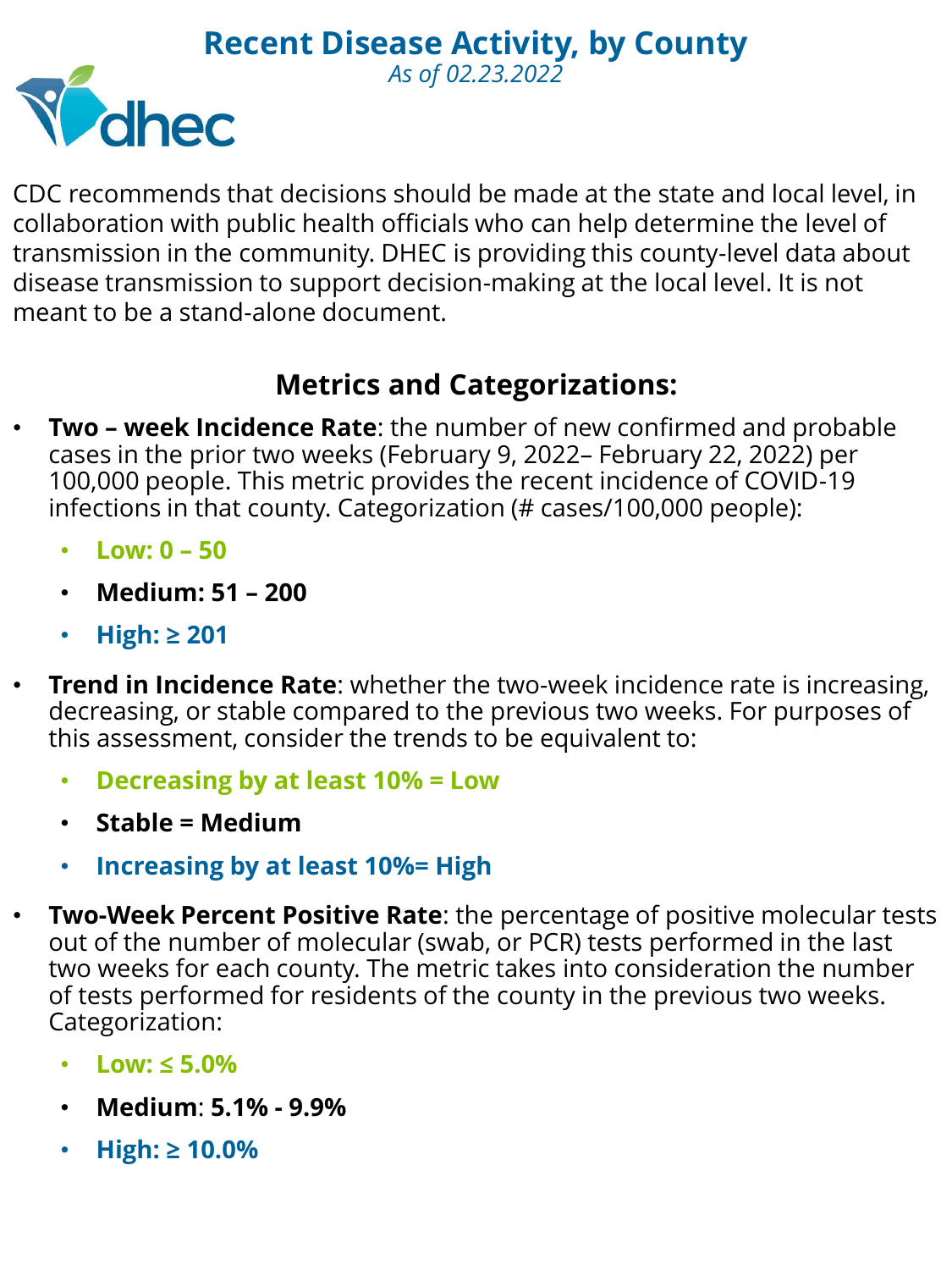# Recent Disease Activity, by County

*As of 02.23.2022*

CDC recommends that decisions should be made at the state and local level, in collaboration with public health officials who can help determine the level of transmission in the community. DHEC is providing this county-level data about disease transmission to support decision-making at the local level. It is not meant to be a stand-alone document.

## Metrics and Categorizations:

- **Two – week Incidence Rate**: the number of new confirmed and probable cases in the prior two weeks (February 9, 2022– February 22, 2022) per 100,000 people. This metric provides the recent incidence of COVID-19 infections in that county. Categorization (# cases/100,000 people):
  - **Low: 0 – 50**
  - **Medium: 51 – 200**
  - **High: ≥ 201**
- **Trend in Incidence Rate**: whether the two-week incidence rate is increasing, decreasing, or stable compared to the previous two weeks. For purposes of this assessment, consider the trends to be equivalent to:
  - **Decreasing by at least 10% = Low**
  - **Stable = Medium**
  - **Increasing by at least 10%= High**
- **Two-Week Percent Positive Rate**: the percentage of positive molecular tests out of the number of molecular (swab, or PCR) tests performed in the last two weeks for each county. The metric takes into consideration the number of tests performed for residents of the county in the previous two weeks. Categorization:
  - **Low: ≤ 5.0%**
  - **Medium**: **5.1% - 9.9%**
  - **High: ≥ 10.0%**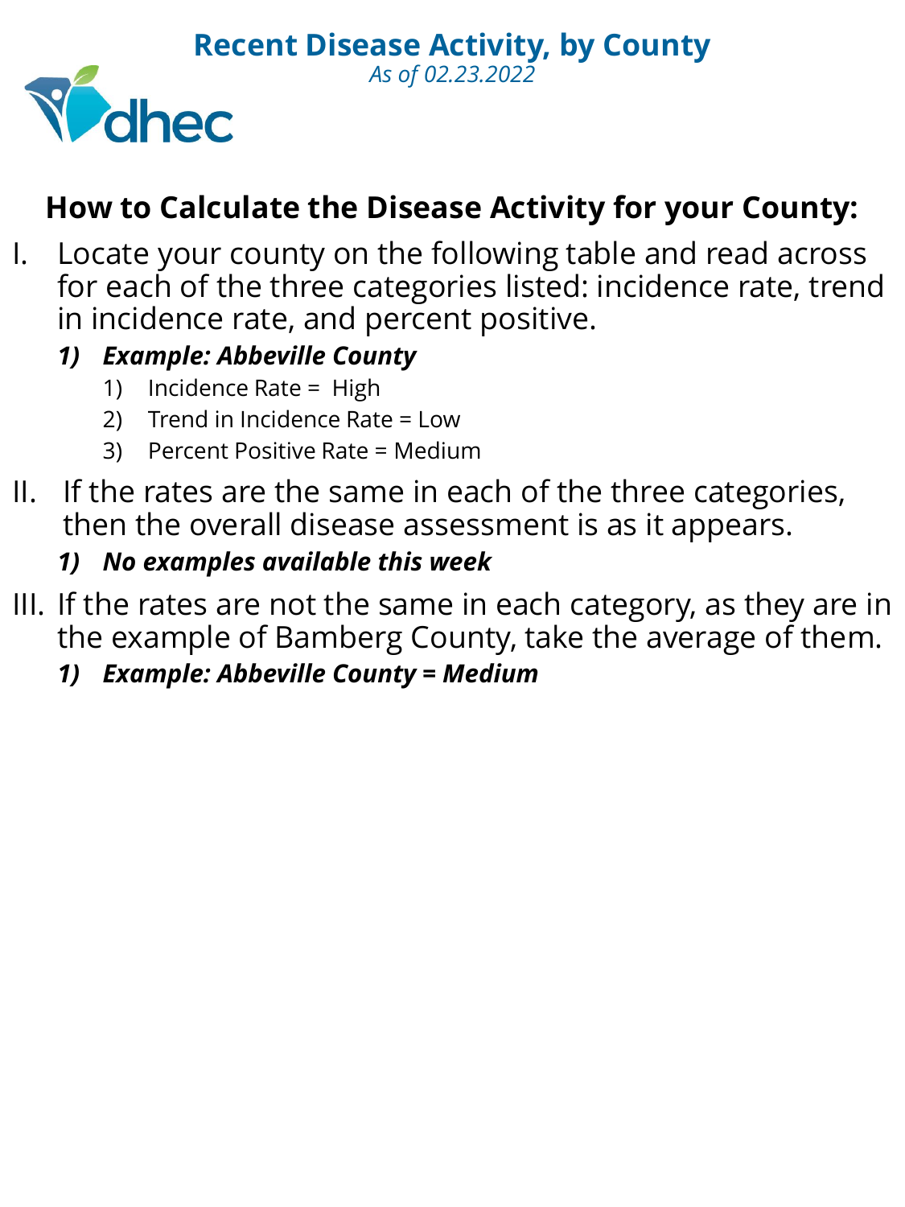# Recent Disease Activity, by County

*As of 02.23.2022*

## How to Calculate the Disease Activity for your County:

I. Locate your county on the following table and read across for each of the three categories listed: incidence rate, trend in incidence rate, and percent positive.

   1) ***Example: Abbeville County***
      1) Incidence Rate = High
      2) Trend in Incidence Rate = Low
      3) Percent Positive Rate = Medium

II. If the rates are the same in each of the three categories, then the overall disease assessment is as it appears.

   1) ***No examples available this week***

III. If the rates are not the same in each category, as they are in the example of Bamberg County, take the average of them.

   1) ***Example: Abbeville County = Medium***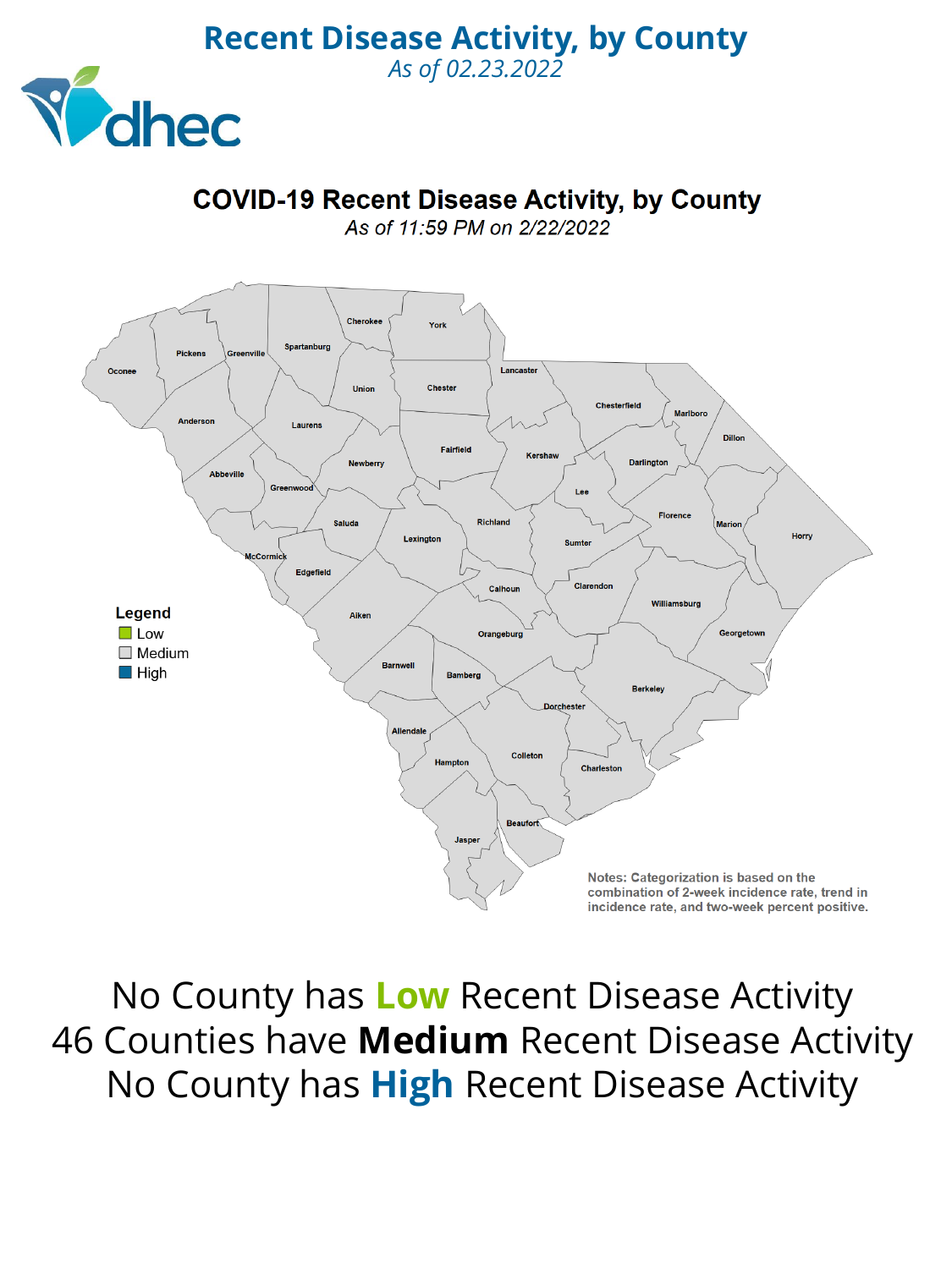# Recent Disease Activity, by County

*As of 02.23.2022*

## COVID-19 Recent Disease Activity, by County

*As of 11:59 PM on 2/22/2022*

Cherokee, York, Pickens, Greenville, Spartanburg, Oconee, Lancaster, Union, Chester, Chesterfield, Marlboro, Anderson, Laurens, Dillon, Fairfield, Kershaw, Newberry, Darlington, Abbeville, Greenwood, Lee, Florence, Saluda, Richland, Marion, Horry, Lexington, Sumter, McCormick, Edgefield, Calhoun, Clarendon, Williamsburg, Aiken, Orangeburg, Georgetown, Barnwell, Bamberg, Berkeley, Dorchester, Allendale, Colleton, Hampton, Charleston, Beaufort, Jasper

**Legend**

- Low
- Medium
- High

Notes: Categorization is based on the combination of 2-week incidence rate, trend in incidence rate, and two-week percent positive.

No County has **Low** Recent Disease Activity

46 Counties have **Medium** Recent Disease Activity

No County has **High** Recent Disease Activity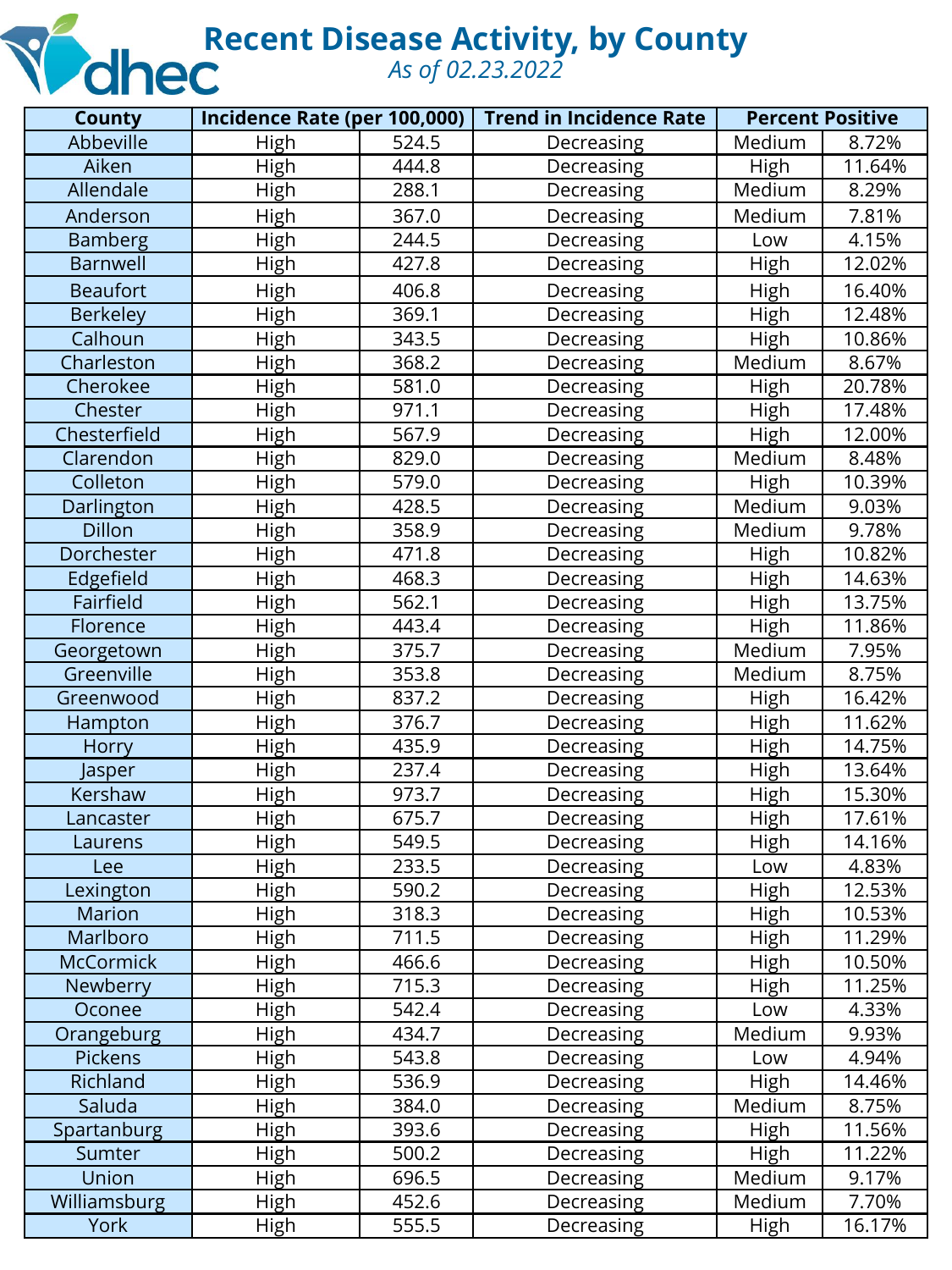# Recent Disease Activity, by County

*As of 02.23.2022*

| County | Incidence Rate (per 100,000) | | Trend in Incidence Rate | Percent Positive | |
|---|---|---|---|---|---|
| Abbeville | High | 524.5 | Decreasing | Medium | 8.72% |
| Aiken | High | 444.8 | Decreasing | High | 11.64% |
| Allendale | High | 288.1 | Decreasing | Medium | 8.29% |
| Anderson | High | 367.0 | Decreasing | Medium | 7.81% |
| Bamberg | High | 244.5 | Decreasing | Low | 4.15% |
| Barnwell | High | 427.8 | Decreasing | High | 12.02% |
| Beaufort | High | 406.8 | Decreasing | High | 16.40% |
| Berkeley | High | 369.1 | Decreasing | High | 12.48% |
| Calhoun | High | 343.5 | Decreasing | High | 10.86% |
| Charleston | High | 368.2 | Decreasing | Medium | 8.67% |
| Cherokee | High | 581.0 | Decreasing | High | 20.78% |
| Chester | High | 971.1 | Decreasing | High | 17.48% |
| Chesterfield | High | 567.9 | Decreasing | High | 12.00% |
| Clarendon | High | 829.0 | Decreasing | Medium | 8.48% |
| Colleton | High | 579.0 | Decreasing | High | 10.39% |
| Darlington | High | 428.5 | Decreasing | Medium | 9.03% |
| Dillon | High | 358.9 | Decreasing | Medium | 9.78% |
| Dorchester | High | 471.8 | Decreasing | High | 10.82% |
| Edgefield | High | 468.3 | Decreasing | High | 14.63% |
| Fairfield | High | 562.1 | Decreasing | High | 13.75% |
| Florence | High | 443.4 | Decreasing | High | 11.86% |
| Georgetown | High | 375.7 | Decreasing | Medium | 7.95% |
| Greenville | High | 353.8 | Decreasing | Medium | 8.75% |
| Greenwood | High | 837.2 | Decreasing | High | 16.42% |
| Hampton | High | 376.7 | Decreasing | High | 11.62% |
| Horry | High | 435.9 | Decreasing | High | 14.75% |
| Jasper | High | 237.4 | Decreasing | High | 13.64% |
| Kershaw | High | 973.7 | Decreasing | High | 15.30% |
| Lancaster | High | 675.7 | Decreasing | High | 17.61% |
| Laurens | High | 549.5 | Decreasing | High | 14.16% |
| Lee | High | 233.5 | Decreasing | Low | 4.83% |
| Lexington | High | 590.2 | Decreasing | High | 12.53% |
| Marion | High | 318.3 | Decreasing | High | 10.53% |
| Marlboro | High | 711.5 | Decreasing | High | 11.29% |
| McCormick | High | 466.6 | Decreasing | High | 10.50% |
| Newberry | High | 715.3 | Decreasing | High | 11.25% |
| Oconee | High | 542.4 | Decreasing | Low | 4.33% |
| Orangeburg | High | 434.7 | Decreasing | Medium | 9.93% |
| Pickens | High | 543.8 | Decreasing | Low | 4.94% |
| Richland | High | 536.9 | Decreasing | High | 14.46% |
| Saluda | High | 384.0 | Decreasing | Medium | 8.75% |
| Spartanburg | High | 393.6 | Decreasing | High | 11.56% |
| Sumter | High | 500.2 | Decreasing | High | 11.22% |
| Union | High | 696.5 | Decreasing | Medium | 9.17% |
| Williamsburg | High | 452.6 | Decreasing | Medium | 7.70% |
| York | High | 555.5 | Decreasing | High | 16.17% |